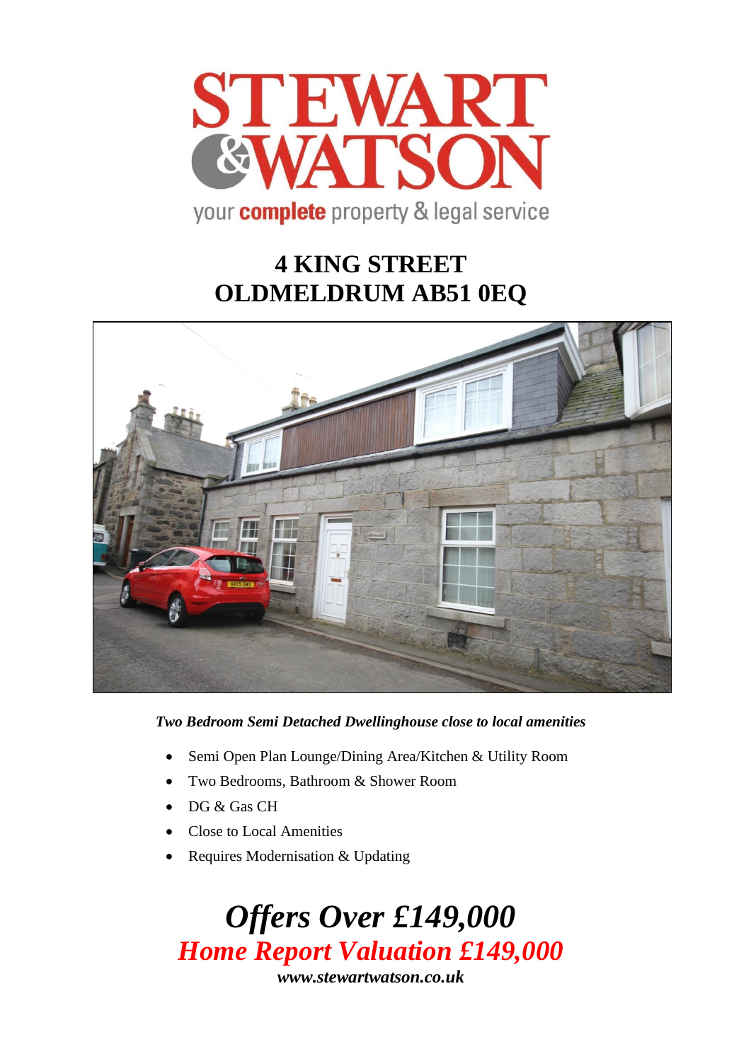STEWART & WATSON

your **complete** property & legal service

# 4 KING STREET
# OLDMELDRUM AB51 0EQ

***Two Bedroom Semi Detached Dwellinghouse close to local amenities***

- Semi Open Plan Lounge/Dining Area/Kitchen & Utility Room
- Two Bedrooms, Bathroom & Shower Room
- DG & Gas CH
- Close to Local Amenities
- Requires Modernisation & Updating

## *Offers Over £149,000*

## *Home Report Valuation £149,000*

***www.stewartwatson.co.uk***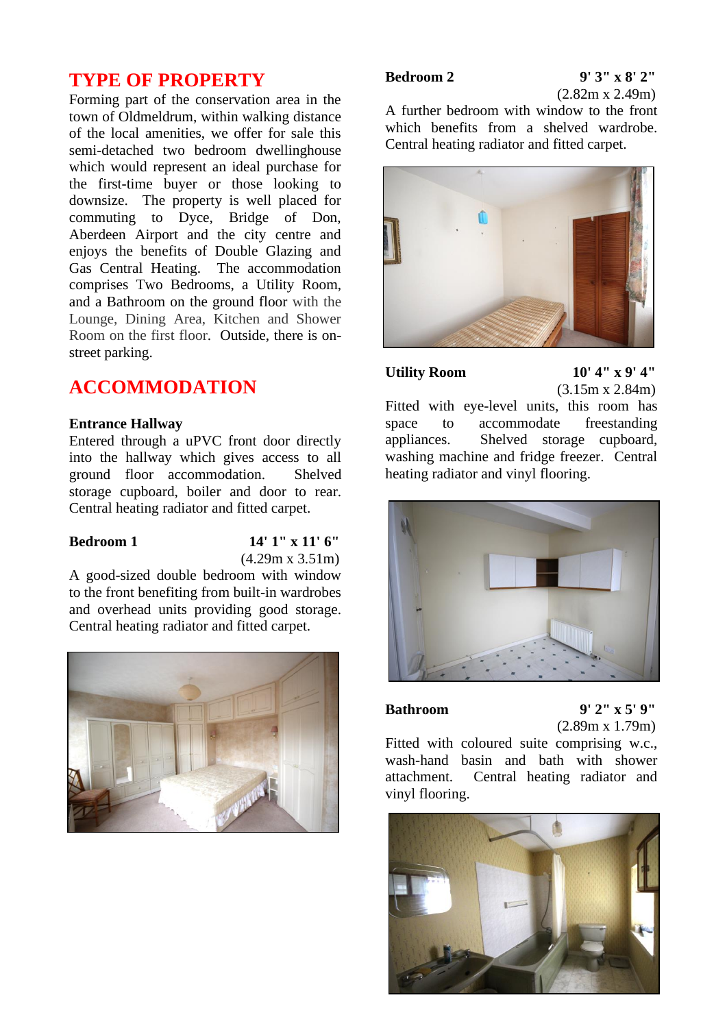## TYPE OF PROPERTY

Forming part of the conservation area in the town of Oldmeldrum, within walking distance of the local amenities, we offer for sale this semi-detached two bedroom dwellinghouse which would represent an ideal purchase for the first-time buyer or those looking to downsize. The property is well placed for commuting to Dyce, Bridge of Don, Aberdeen Airport and the city centre and enjoys the benefits of Double Glazing and Gas Central Heating. The accommodation comprises Two Bedrooms, a Utility Room, and a Bathroom on the ground floor with the Lounge, Dining Area, Kitchen and Shower Room on the first floor. Outside, there is on-street parking.

## ACCOMMODATION

**Entrance Hallway**

Entered through a uPVC front door directly into the hallway which gives access to all ground floor accommodation. Shelved storage cupboard, boiler and door to rear. Central heating radiator and fitted carpet.

**Bedroom 1** 14' 1" x 11' 6" (4.29m x 3.51m)

A good-sized double bedroom with window to the front benefiting from built-in wardrobes and overhead units providing good storage. Central heating radiator and fitted carpet.

**Bedroom 2** 9' 3" x 8' 2" (2.82m x 2.49m)

A further bedroom with window to the front which benefits from a shelved wardrobe. Central heating radiator and fitted carpet.

**Utility Room** 10' 4" x 9' 4" (3.15m x 2.84m)

Fitted with eye-level units, this room has space to accommodate freestanding appliances. Shelved storage cupboard, washing machine and fridge freezer. Central heating radiator and vinyl flooring.

**Bathroom** 9' 2" x 5' 9" (2.89m x 1.79m)

Fitted with coloured suite comprising w.c., wash-hand basin and bath with shower attachment. Central heating radiator and vinyl flooring.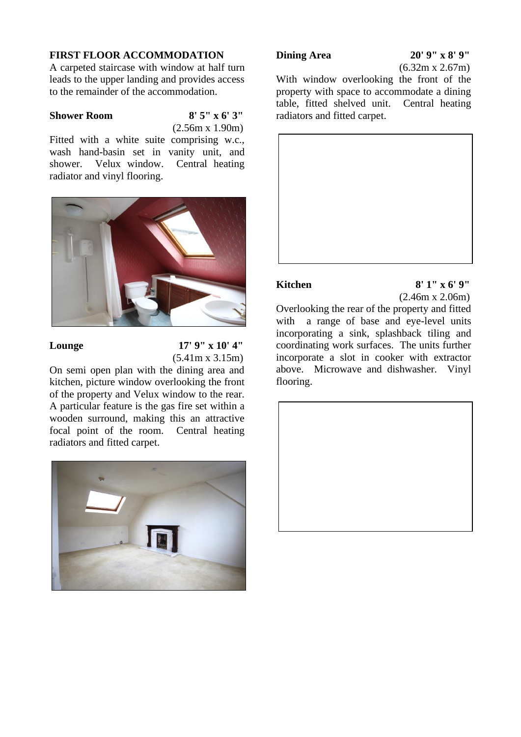**FIRST FLOOR ACCOMMODATION**

A carpeted staircase with window at half turn leads to the upper landing and provides access to the remainder of the accommodation.

**Shower Room** **8' 5" x 6' 3"**
(2.56m x 1.90m)

Fitted with a white suite comprising w.c., wash hand-basin set in vanity unit, and shower. Velux window. Central heating radiator and vinyl flooring.

**Lounge** **17' 9" x 10' 4"**
(5.41m x 3.15m)

On semi open plan with the dining area and kitchen, picture window overlooking the front of the property and Velux window to the rear. A particular feature is the gas fire set within a wooden surround, making this an attractive focal point of the room. Central heating radiators and fitted carpet.

**Dining Area** **20' 9" x 8' 9"**
(6.32m x 2.67m)

With window overlooking the front of the property with space to accommodate a dining table, fitted shelved unit. Central heating radiators and fitted carpet.

**Kitchen** **8' 1" x 6' 9"**
(2.46m x 2.06m)

Overlooking the rear of the property and fitted with a range of base and eye-level units incorporating a sink, splashback tiling and coordinating work surfaces. The units further incorporate a slot in cooker with extractor above. Microwave and dishwasher. Vinyl flooring.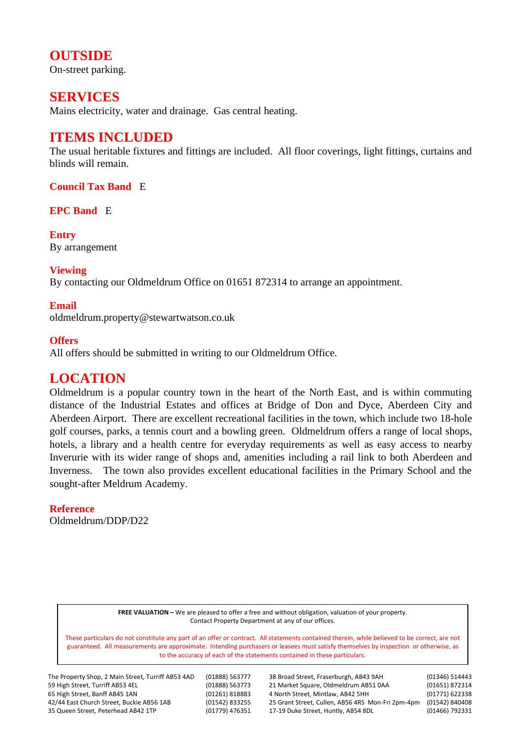## OUTSIDE

On-street parking.

## SERVICES

Mains electricity, water and drainage. Gas central heating.

## ITEMS INCLUDED

The usual heritable fixtures and fittings are included. All floor coverings, light fittings, curtains and blinds will remain.

**Council Tax Band** E

**EPC Band** E

**Entry**
By arrangement

**Viewing**
By contacting our Oldmeldrum Office on 01651 872314 to arrange an appointment.

**Email**
oldmeldrum.property@stewartwatson.co.uk

**Offers**
All offers should be submitted in writing to our Oldmeldrum Office.

## LOCATION

Oldmeldrum is a popular country town in the heart of the North East, and is within commuting distance of the Industrial Estates and offices at Bridge of Don and Dyce, Aberdeen City and Aberdeen Airport. There are excellent recreational facilities in the town, which include two 18-hole golf courses, parks, a tennis court and a bowling green. Oldmeldrum offers a range of local shops, hotels, a library and a health centre for everyday requirements as well as easy access to nearby Inverurie with its wider range of shops and, amenities including a rail link to both Aberdeen and Inverness. The town also provides excellent educational facilities in the Primary School and the sought-after Meldrum Academy.

**Reference**
Oldmeldrum/DDP/D22

**FREE VALUATION –** We are pleased to offer a free and without obligation, valuation of your property. Contact Property Department at any of our offices.

These particulars do not constitute any part of an offer or contract. All statements contained therein, while believed to be correct, are not guaranteed. All measurements are approximate. Intending purchasers or leasees must satisfy themselves by inspection or otherwise, as to the accuracy of each of the statements contained in these particulars.

| | | | |
|---|---|---|---|
| The Property Shop, 2 Main Street, Turriff AB53 4AD | (01888) 563777 | 38 Broad Street, Fraserburgh, AB43 9AH | (01346) 514443 |
| 59 High Street, Turriff AB53 4EL | (01888) 563773 | 21 Market Square, Oldmeldrum AB51 0AA | (01651) 872314 |
| 65 High Street, Banff AB45 1AN | (01261) 818883 | 4 North Street, Mintlaw, AB42 5HH | (01771) 622338 |
| 42/44 East Church Street, Buckie AB56 1AB | (01542) 833255 | 25 Grant Street, Cullen, AB56 4RS Mon-Fri 2pm-4pm | (01542) 840408 |
| 35 Queen Street, Peterhead AB42 1TP | (01779) 476351 | 17-19 Duke Street, Huntly, AB54 8DL | (01466) 792331 |